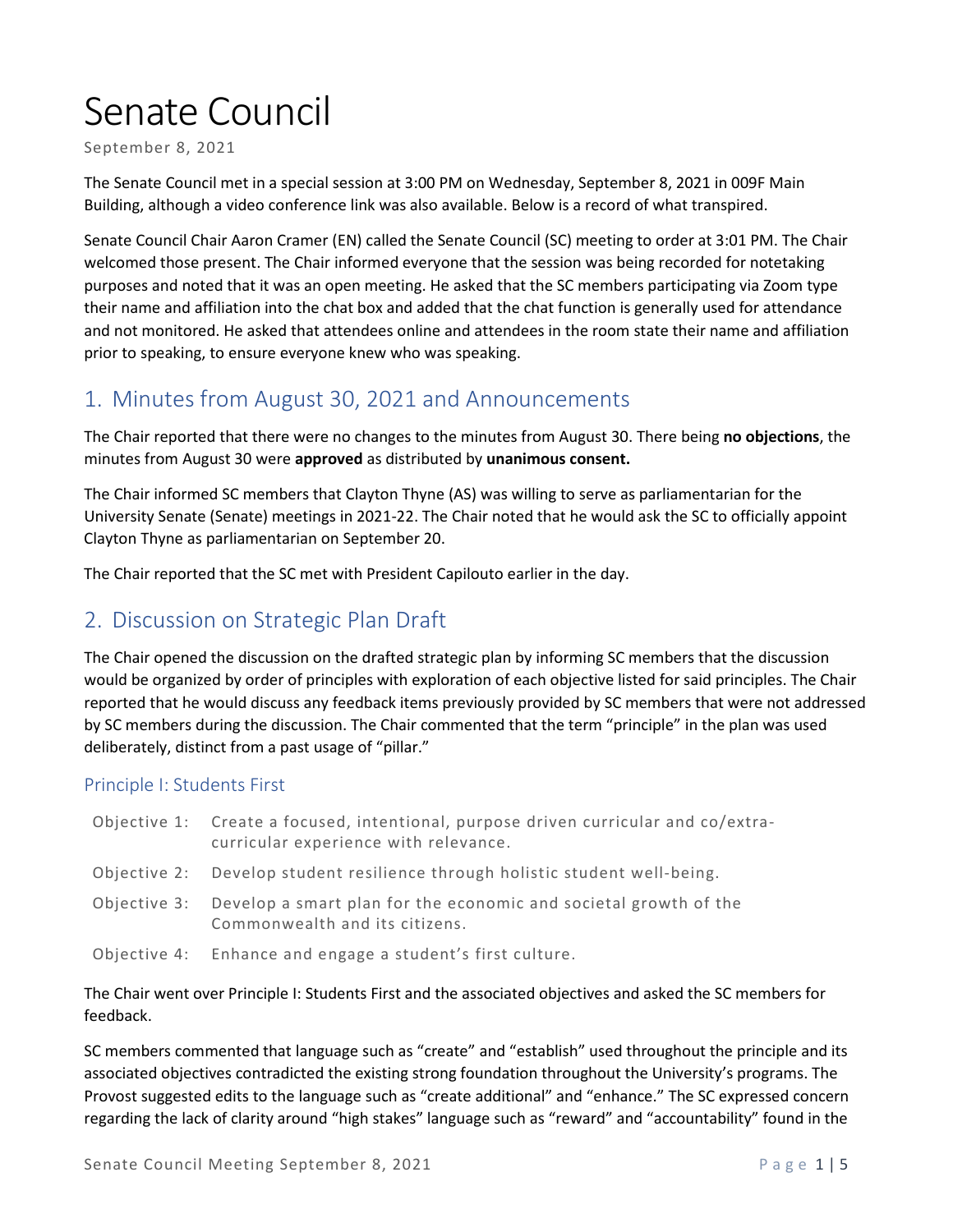# Senate Council

September 8, 2021

The Senate Council met in a special session at 3:00 PM on Wednesday, September 8, 2021 in 009F Main Building, although a video conference link was also available. Below is a record of what transpired.

Senate Council Chair Aaron Cramer (EN) called the Senate Council (SC) meeting to order at 3:01 PM. The Chair welcomed those present. The Chair informed everyone that the session was being recorded for notetaking purposes and noted that it was an open meeting. He asked that the SC members participating via Zoom type their name and affiliation into the chat box and added that the chat function is generally used for attendance and not monitored. He asked that attendees online and attendees in the room state their name and affiliation prior to speaking, to ensure everyone knew who was speaking.

## 1. Minutes from August 30, 2021 and Announcements

The Chair reported that there were no changes to the minutes from August 30. There being **no objections**, the minutes from August 30 were **approved** as distributed by **unanimous consent.**

The Chair informed SC members that Clayton Thyne (AS) was willing to serve as parliamentarian for the University Senate (Senate) meetings in 2021-22. The Chair noted that he would ask the SC to officially appoint Clayton Thyne as parliamentarian on September 20.

The Chair reported that the SC met with President Capilouto earlier in the day.

## 2. Discussion on Strategic Plan Draft

The Chair opened the discussion on the drafted strategic plan by informing SC members that the discussion would be organized by order of principles with exploration of each objective listed for said principles. The Chair reported that he would discuss any feedback items previously provided by SC members that were not addressed by SC members during the discussion. The Chair commented that the term "principle" in the plan was used deliberately, distinct from a past usage of "pillar."

### Principle I: Students First

Objective 1: Create a focused, intentional, purpose driven curricular and co/extra-curricular experience with relevance.

Objective 2: Develop student resilience through holistic student well-being.

Objective 3: Develop a smart plan for the economic and societal growth of the Commonwealth and its citizens.

Objective 4: Enhance and engage a student's first culture.

The Chair went over Principle I: Students First and the associated objectives and asked the SC members for feedback.

SC members commented that language such as "create" and "establish" used throughout the principle and its associated objectives contradicted the existing strong foundation throughout the University's programs. The Provost suggested edits to the language such as "create additional" and "enhance." The SC expressed concern regarding the lack of clarity around "high stakes" language such as "reward" and "accountability" found in the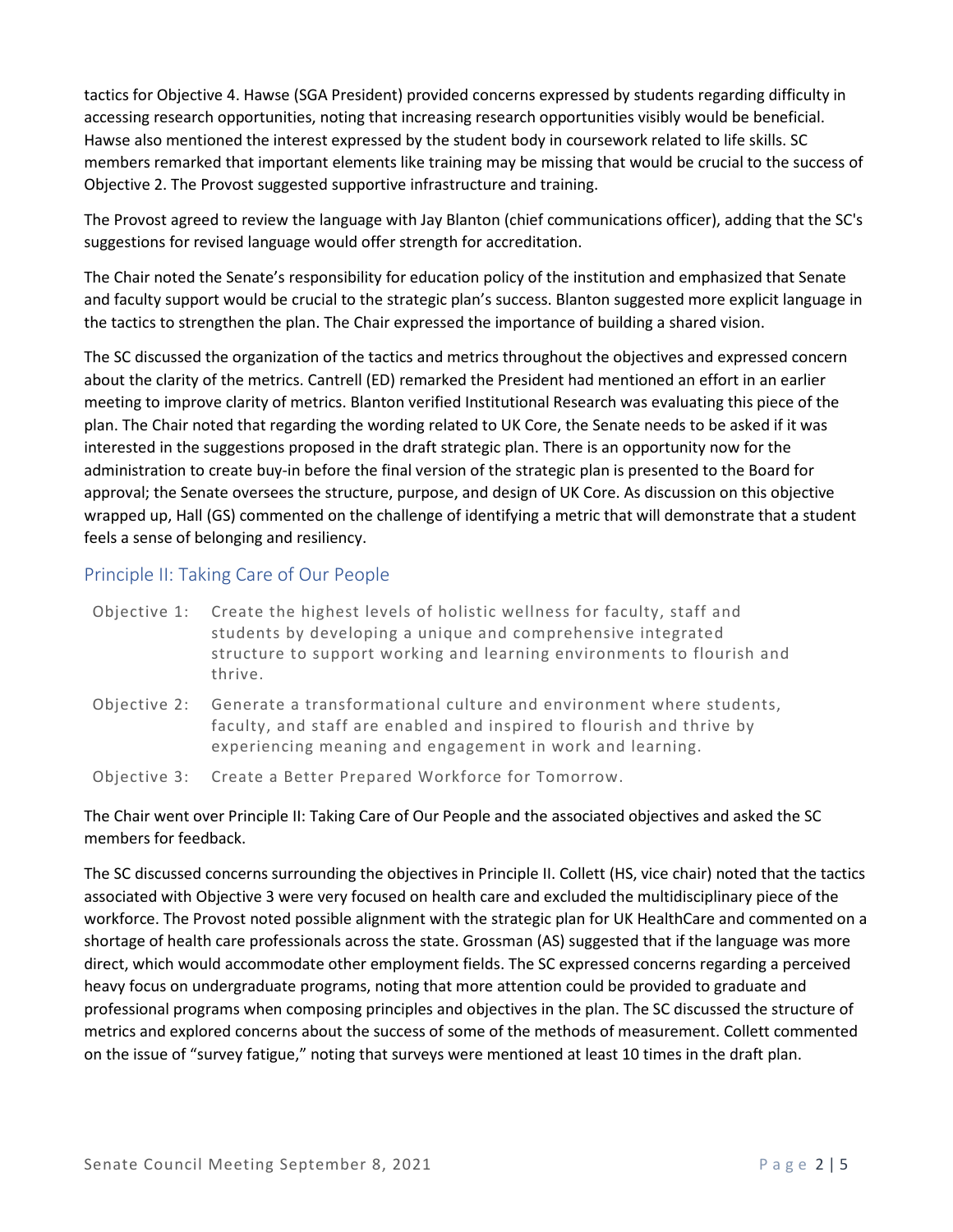tactics for Objective 4. Hawse (SGA President) provided concerns expressed by students regarding difficulty in accessing research opportunities, noting that increasing research opportunities visibly would be beneficial. Hawse also mentioned the interest expressed by the student body in coursework related to life skills. SC members remarked that important elements like training may be missing that would be crucial to the success of Objective 2. The Provost suggested supportive infrastructure and training.

The Provost agreed to review the language with Jay Blanton (chief communications officer), adding that the SC's suggestions for revised language would offer strength for accreditation.

The Chair noted the Senate's responsibility for education policy of the institution and emphasized that Senate and faculty support would be crucial to the strategic plan's success. Blanton suggested more explicit language in the tactics to strengthen the plan. The Chair expressed the importance of building a shared vision.

The SC discussed the organization of the tactics and metrics throughout the objectives and expressed concern about the clarity of the metrics. Cantrell (ED) remarked the President had mentioned an effort in an earlier meeting to improve clarity of metrics. Blanton verified Institutional Research was evaluating this piece of the plan. The Chair noted that regarding the wording related to UK Core, the Senate needs to be asked if it was interested in the suggestions proposed in the draft strategic plan. There is an opportunity now for the administration to create buy-in before the final version of the strategic plan is presented to the Board for approval; the Senate oversees the structure, purpose, and design of UK Core. As discussion on this objective wrapped up, Hall (GS) commented on the challenge of identifying a metric that will demonstrate that a student feels a sense of belonging and resiliency.

## Principle II: Taking Care of Our People

Objective 1: Create the highest levels of holistic wellness for faculty, staff and students by developing a unique and comprehensive integrated structure to support working and learning environments to flourish and thrive.

Objective 2: Generate a transformational culture and environment where students, faculty, and staff are enabled and inspired to flourish and thrive by experiencing meaning and engagement in work and learning.

Objective 3: Create a Better Prepared Workforce for Tomorrow.

The Chair went over Principle II: Taking Care of Our People and the associated objectives and asked the SC members for feedback.

The SC discussed concerns surrounding the objectives in Principle II. Collett (HS, vice chair) noted that the tactics associated with Objective 3 were very focused on health care and excluded the multidisciplinary piece of the workforce. The Provost noted possible alignment with the strategic plan for UK HealthCare and commented on a shortage of health care professionals across the state. Grossman (AS) suggested that if the language was more direct, which would accommodate other employment fields. The SC expressed concerns regarding a perceived heavy focus on undergraduate programs, noting that more attention could be provided to graduate and professional programs when composing principles and objectives in the plan. The SC discussed the structure of metrics and explored concerns about the success of some of the methods of measurement. Collett commented on the issue of "survey fatigue," noting that surveys were mentioned at least 10 times in the draft plan.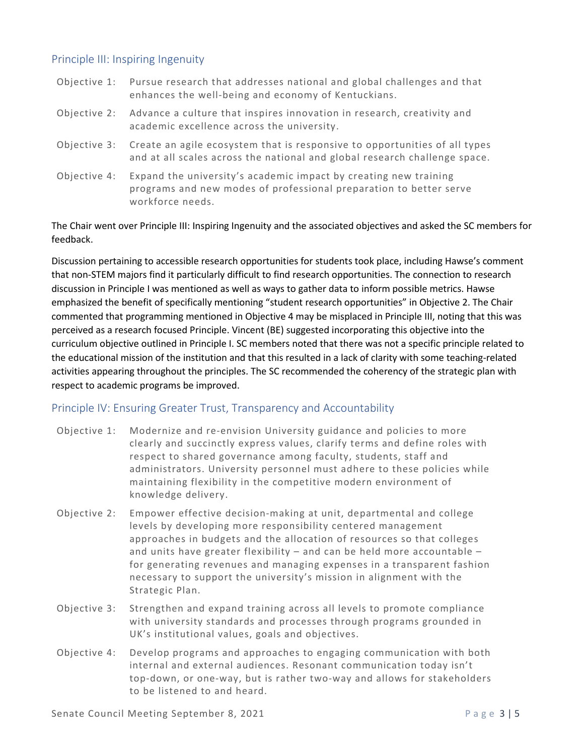## Principle III: Inspiring Ingenuity

| | |
|---|---|
| Objective 1: | Pursue research that addresses national and global challenges and that enhances the well-being and economy of Kentuckians. |
| Objective 2: | Advance a culture that inspires innovation in research, creativity and academic excellence across the university. |
| Objective 3: | Create an agile ecosystem that is responsive to opportunities of all types and at all scales across the national and global research challenge space. |
| Objective 4: | Expand the university's academic impact by creating new training programs and new modes of professional preparation to better serve workforce needs. |

The Chair went over Principle III: Inspiring Ingenuity and the associated objectives and asked the SC members for feedback.

Discussion pertaining to accessible research opportunities for students took place, including Hawse's comment that non-STEM majors find it particularly difficult to find research opportunities. The connection to research discussion in Principle I was mentioned as well as ways to gather data to inform possible metrics. Hawse emphasized the benefit of specifically mentioning "student research opportunities" in Objective 2. The Chair commented that programming mentioned in Objective 4 may be misplaced in Principle III, noting that this was perceived as a research focused Principle. Vincent (BE) suggested incorporating this objective into the curriculum objective outlined in Principle I. SC members noted that there was not a specific principle related to the educational mission of the institution and that this resulted in a lack of clarity with some teaching-related activities appearing throughout the principles. The SC recommended the coherency of the strategic plan with respect to academic programs be improved.

## Principle IV: Ensuring Greater Trust, Transparency and Accountability

| | |
|---|---|
| Objective 1: | Modernize and re-envision University guidance and policies to more clearly and succinctly express values, clarify terms and define roles with respect to shared governance among faculty, students, staff and administrators. University personnel must adhere to these policies while maintaining flexibility in the competitive modern environment of knowledge delivery. |
| Objective 2: | Empower effective decision-making at unit, departmental and college levels by developing more responsibility centered management approaches in budgets and the allocation of resources so that colleges and units have greater flexibility – and can be held more accountable – for generating revenues and managing expenses in a transparent fashion necessary to support the university's mission in alignment with the Strategic Plan. |
| Objective 3: | Strengthen and expand training across all levels to promote compliance with university standards and processes through programs grounded in UK's institutional values, goals and objectives. |
| Objective 4: | Develop programs and approaches to engaging communication with both internal and external audiences. Resonant communication today isn't top-down, or one-way, but is rather two-way and allows for stakeholders to be listened to and heard. |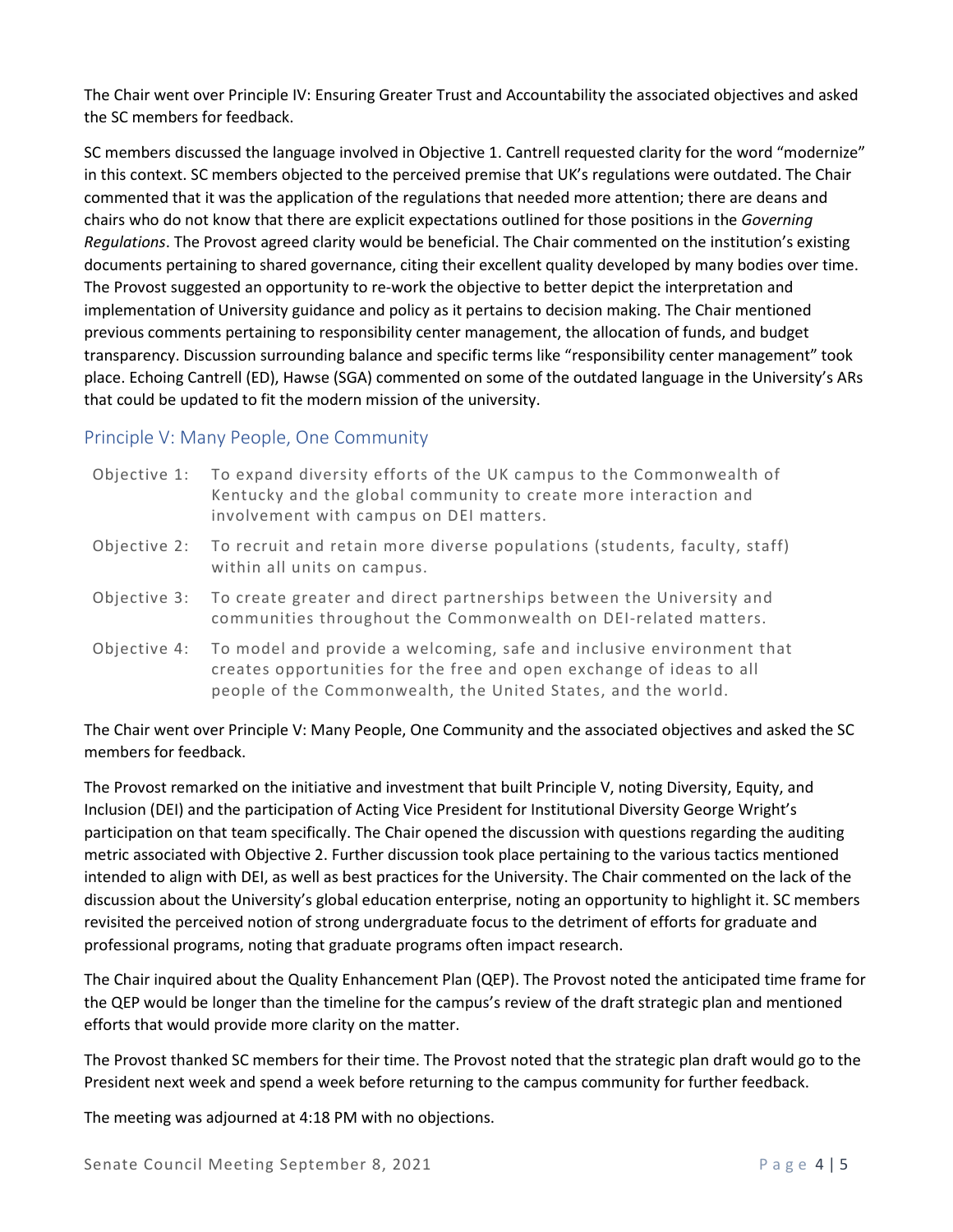The Chair went over Principle IV: Ensuring Greater Trust and Accountability the associated objectives and asked the SC members for feedback.

SC members discussed the language involved in Objective 1. Cantrell requested clarity for the word "modernize" in this context. SC members objected to the perceived premise that UK's regulations were outdated. The Chair commented that it was the application of the regulations that needed more attention; there are deans and chairs who do not know that there are explicit expectations outlined for those positions in the *Governing Regulations*. The Provost agreed clarity would be beneficial. The Chair commented on the institution's existing documents pertaining to shared governance, citing their excellent quality developed by many bodies over time. The Provost suggested an opportunity to re-work the objective to better depict the interpretation and implementation of University guidance and policy as it pertains to decision making. The Chair mentioned previous comments pertaining to responsibility center management, the allocation of funds, and budget transparency. Discussion surrounding balance and specific terms like "responsibility center management" took place. Echoing Cantrell (ED), Hawse (SGA) commented on some of the outdated language in the University's ARs that could be updated to fit the modern mission of the university.

## Principle V: Many People, One Community

| | |
|---|---|
| Objective 1: | To expand diversity efforts of the UK campus to the Commonwealth of Kentucky and the global community to create more interaction and involvement with campus on DEI matters. |
| Objective 2: | To recruit and retain more diverse populations (students, faculty, staff) within all units on campus. |
| Objective 3: | To create greater and direct partnerships between the University and communities throughout the Commonwealth on DEI-related matters. |
| Objective 4: | To model and provide a welcoming, safe and inclusive environment that creates opportunities for the free and open exchange of ideas to all people of the Commonwealth, the United States, and the world. |

The Chair went over Principle V: Many People, One Community and the associated objectives and asked the SC members for feedback.

The Provost remarked on the initiative and investment that built Principle V, noting Diversity, Equity, and Inclusion (DEI) and the participation of Acting Vice President for Institutional Diversity George Wright's participation on that team specifically. The Chair opened the discussion with questions regarding the auditing metric associated with Objective 2. Further discussion took place pertaining to the various tactics mentioned intended to align with DEI, as well as best practices for the University. The Chair commented on the lack of the discussion about the University's global education enterprise, noting an opportunity to highlight it. SC members revisited the perceived notion of strong undergraduate focus to the detriment of efforts for graduate and professional programs, noting that graduate programs often impact research.

The Chair inquired about the Quality Enhancement Plan (QEP). The Provost noted the anticipated time frame for the QEP would be longer than the timeline for the campus's review of the draft strategic plan and mentioned efforts that would provide more clarity on the matter.

The Provost thanked SC members for their time. The Provost noted that the strategic plan draft would go to the President next week and spend a week before returning to the campus community for further feedback.

The meeting was adjourned at 4:18 PM with no objections.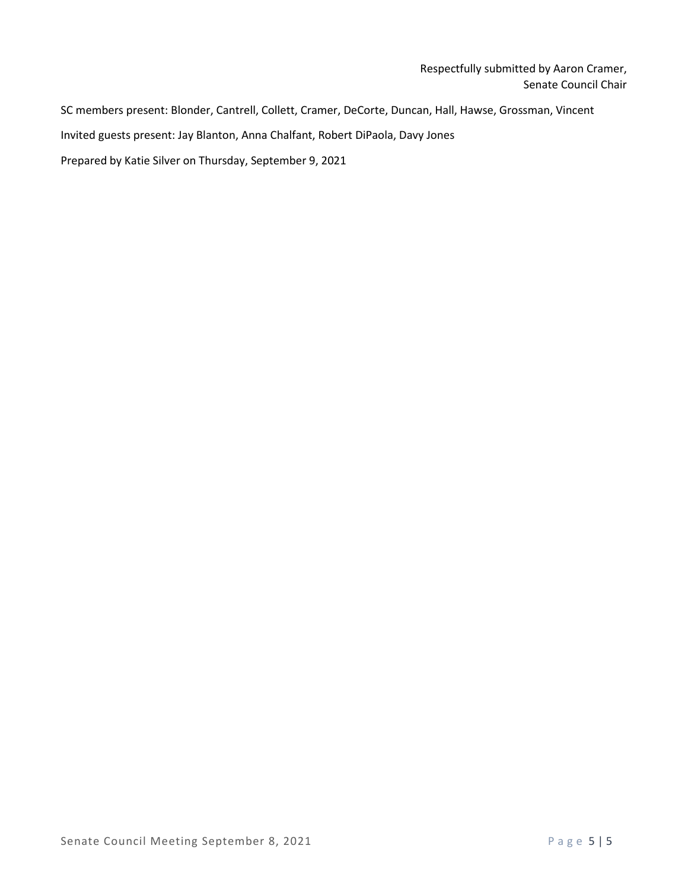Respectfully submitted by Aaron Cramer,
Senate Council Chair

SC members present: Blonder, Cantrell, Collett, Cramer, DeCorte, Duncan, Hall, Hawse, Grossman, Vincent

Invited guests present: Jay Blanton, Anna Chalfant, Robert DiPaola, Davy Jones

Prepared by Katie Silver on Thursday, September 9, 2021